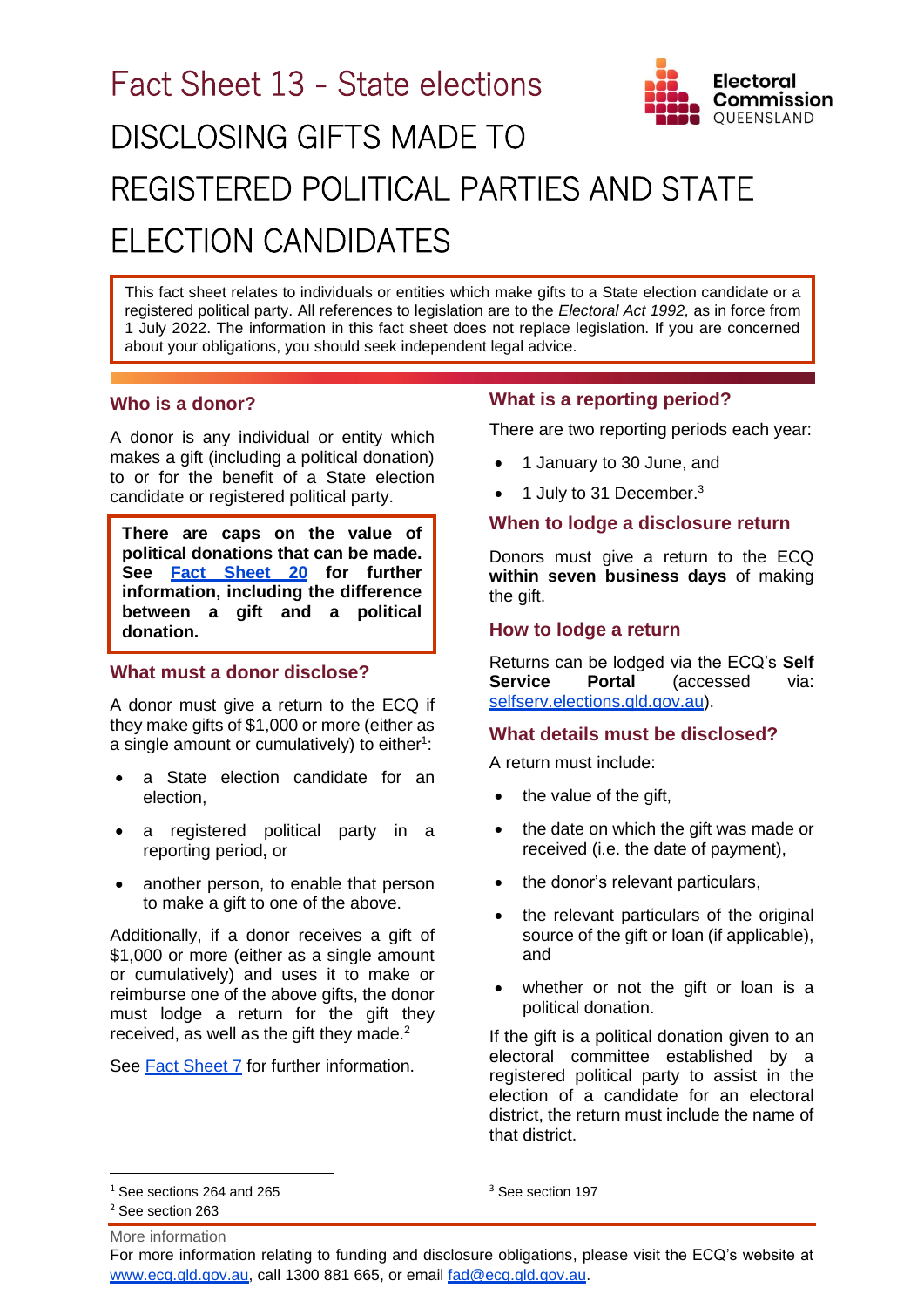# Fact Sheet 13 - State elections

# DISCLOSING GIFTS MADE TO REGISTERED POLITICAL PARTIES AND STATE ELECTION CANDIDATES

This fact sheet relates to individuals or entities which make gifts to a State election candidate or a registered political party. All references to legislation are to the *Electoral Act 1992,* as in force from 1 July 2022. The information in this fact sheet does not replace legislation. If you are concerned about your obligations, you should seek independent legal advice.

## Who is a donor?

A donor is any individual or entity which makes a gift (including a political donation) to or for the benefit of a State election candidate or registered political party.

**There are caps on the value of political donations that can be made. See [Fact Sheet 20](#) for further information, including the difference between a gift and a political donation.**

## What must a donor disclose?

A donor must give a return to the ECQ if they make gifts of $1,000 or more (either as a single amount or cumulatively) to either[1]:

- a State election candidate for an election,
- a registered political party in a reporting period**,** or
- another person, to enable that person to make a gift to one of the above.

Additionally, if a donor receives a gift of $1,000 or more (either as a single amount or cumulatively) and uses it to make or reimburse one of the above gifts, the donor must lodge a return for the gift they received, as well as the gift they made.[2]

See [Fact Sheet 7](#) for further information.

## What is a reporting period?

There are two reporting periods each year:

- 1 January to 30 June, and
- 1 July to 31 December.[3]

## When to lodge a disclosure return

Donors must give a return to the ECQ **within seven business days** of making the gift.

## How to lodge a return

Returns can be lodged via the ECQ's **Self Service Portal** (accessed via: [selfserv.elections.qld.gov.au](selfserv.elections.qld.gov.au)).

## What details must be disclosed?

A return must include:

- the value of the gift,
- the date on which the gift was made or received (i.e. the date of payment),
- the donor's relevant particulars,
- the relevant particulars of the original source of the gift or loan (if applicable), and
- whether or not the gift or loan is a political donation.

If the gift is a political donation given to an electoral committee established by a registered political party to assist in the election of a candidate for an electoral district, the return must include the name of that district.

[1] See sections 264 and 265

[2] See section 263

[3] See section 197

More information

For more information relating to funding and disclosure obligations, please visit the ECQ's website at [www.ecq.qld.gov.au](www.ecq.qld.gov.au), call 1300 881 665, or email [fad@ecq.qld.gov.au](mailto:fad@ecq.qld.gov.au).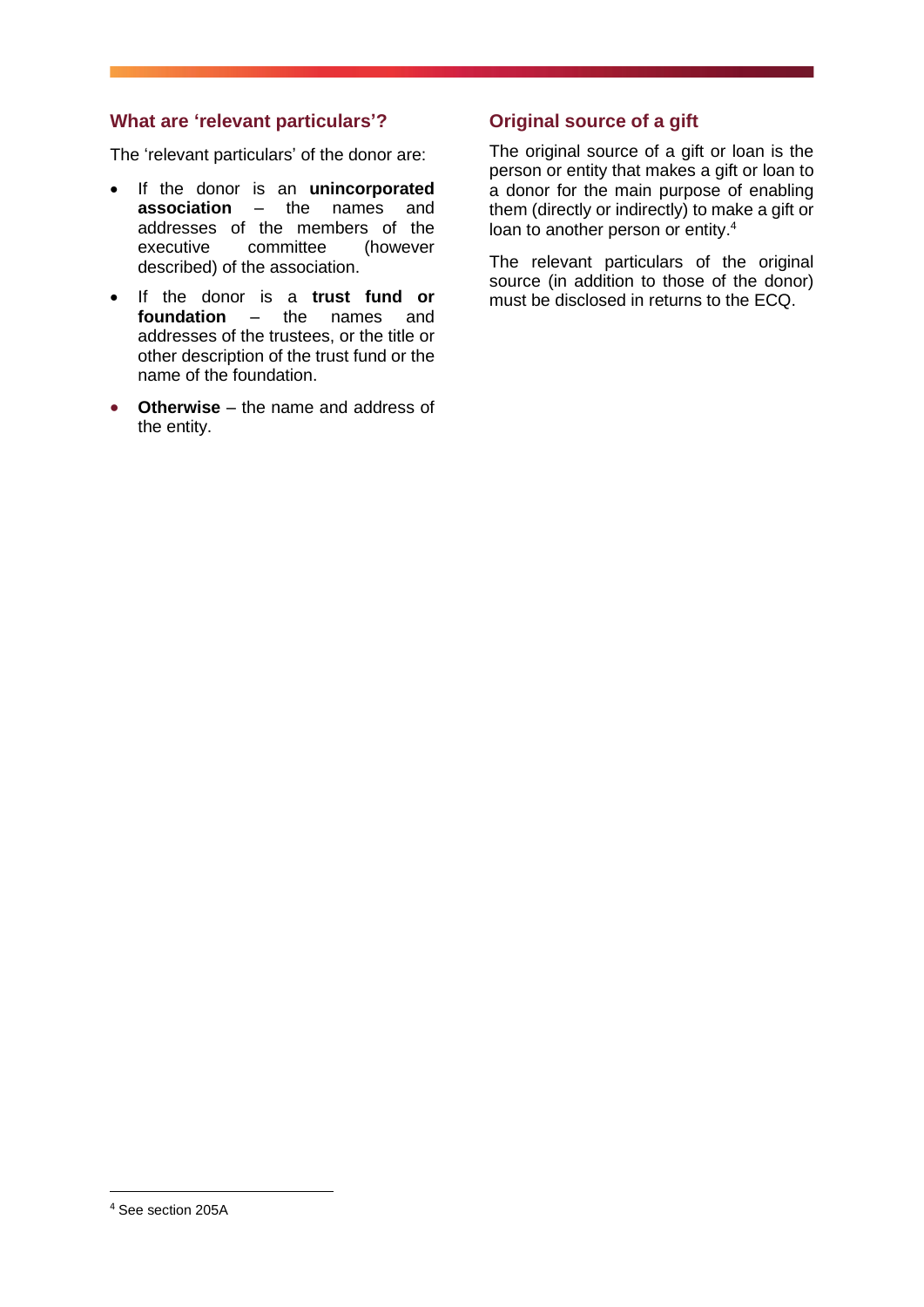## What are 'relevant particulars'?

The 'relevant particulars' of the donor are:

- If the donor is an **unincorporated association** – the names and addresses of the members of the executive committee (however described) of the association.
- If the donor is a **trust fund or foundation** – the names and addresses of the trustees, or the title or other description of the trust fund or the name of the foundation.
- **Otherwise** – the name and address of the entity.

## Original source of a gift

The original source of a gift or loan is the person or entity that makes a gift or loan to a donor for the main purpose of enabling them (directly or indirectly) to make a gift or loan to another person or entity.[4]

The relevant particulars of the original source (in addition to those of the donor) must be disclosed in returns to the ECQ.

[4] See section 205A